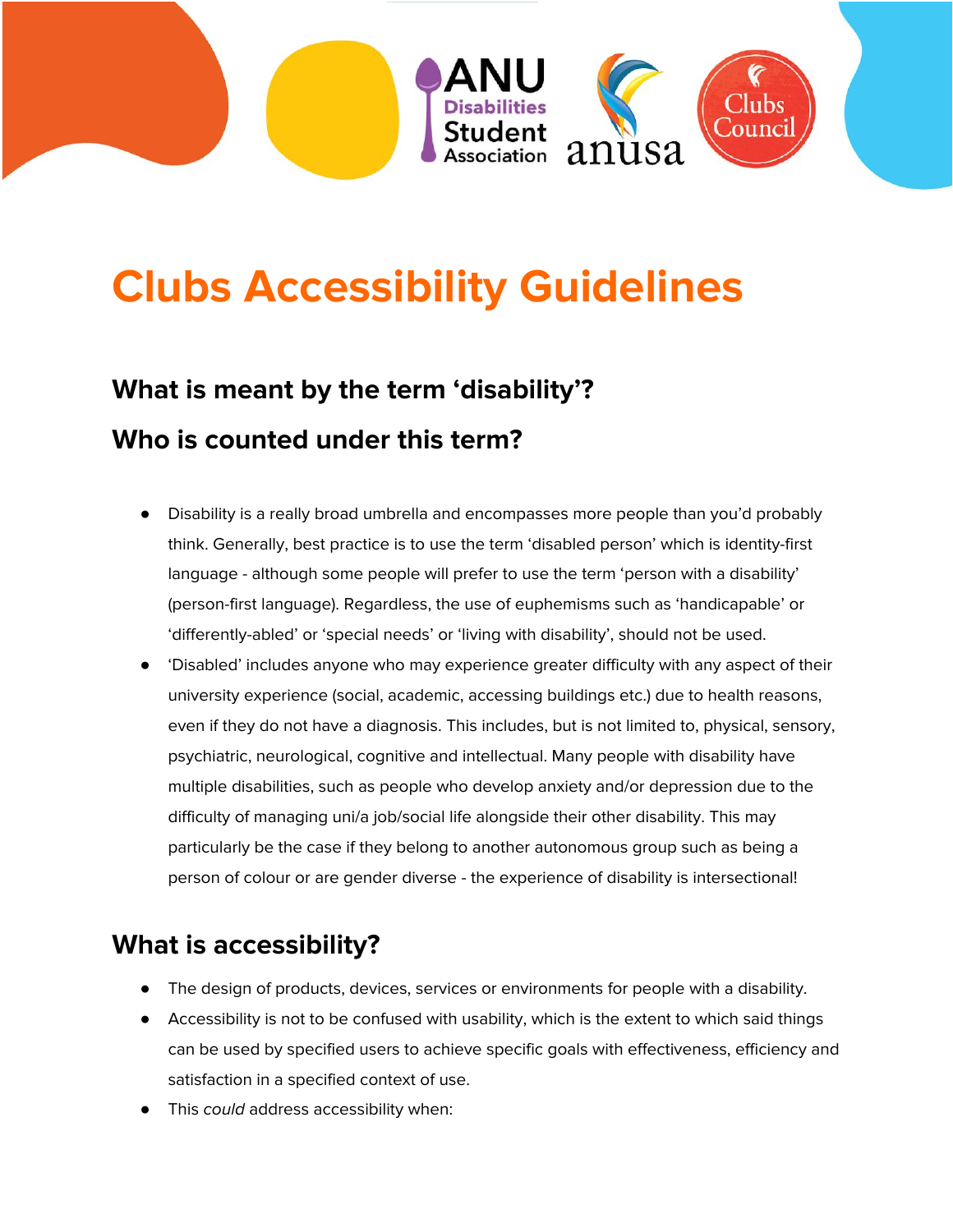# Clubs Accessibility Guidelines

## What is meant by the term 'disability'?

## Who is counted under this term?

- Disability is a really broad umbrella and encompasses more people than you'd probably think. Generally, best practice is to use the term 'disabled person' which is identity-first language - although some people will prefer to use the term 'person with a disability' (person-first language). Regardless, the use of euphemisms such as 'handicapable' or 'differently-abled' or 'special needs' or 'living with disability', should not be used.
- 'Disabled' includes anyone who may experience greater difficulty with any aspect of their university experience (social, academic, accessing buildings etc.) due to health reasons, even if they do not have a diagnosis. This includes, but is not limited to, physical, sensory, psychiatric, neurological, cognitive and intellectual. Many people with disability have multiple disabilities, such as people who develop anxiety and/or depression due to the difficulty of managing uni/a job/social life alongside their other disability. This may particularly be the case if they belong to another autonomous group such as being a person of colour or are gender diverse - the experience of disability is intersectional!

## What is accessibility?

- The design of products, devices, services or environments for people with a disability.
- Accessibility is not to be confused with usability, which is the extent to which said things can be used by specified users to achieve specific goals with effectiveness, efficiency and satisfaction in a specified context of use.
- This *could* address accessibility when: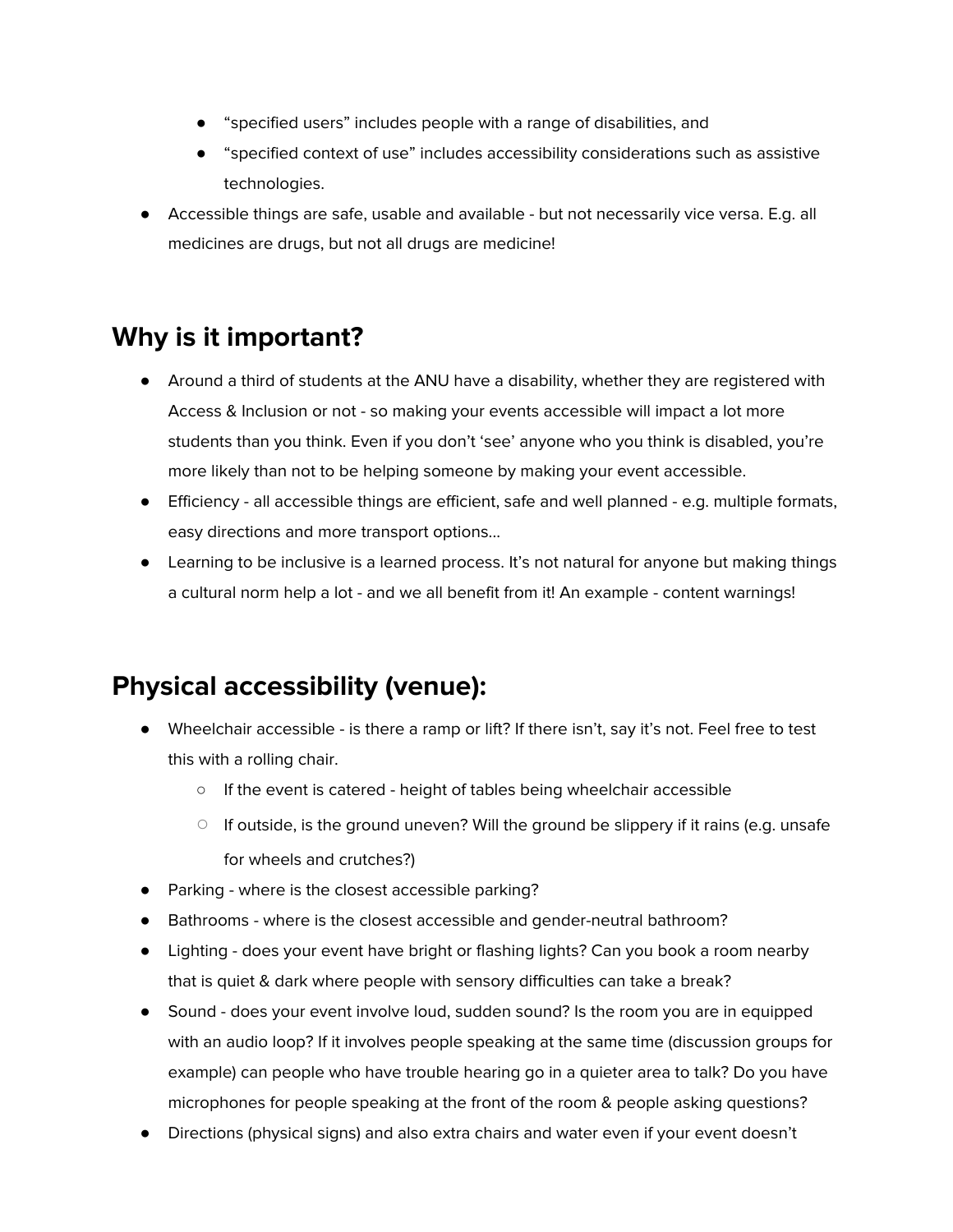- "specified users" includes people with a range of disabilities, and
  - "specified context of use" includes accessibility considerations such as assistive technologies.
- Accessible things are safe, usable and available - but not necessarily vice versa. E.g. all medicines are drugs, but not all drugs are medicine!

## Why is it important?

- Around a third of students at the ANU have a disability, whether they are registered with Access & Inclusion or not - so making your events accessible will impact a lot more students than you think. Even if you don't 'see' anyone who you think is disabled, you're more likely than not to be helping someone by making your event accessible.
- Efficiency - all accessible things are efficient, safe and well planned - e.g. multiple formats, easy directions and more transport options...
- Learning to be inclusive is a learned process. It's not natural for anyone but making things a cultural norm help a lot - and we all benefit from it! An example - content warnings!

## Physical accessibility (venue):

- Wheelchair accessible - is there a ramp or lift? If there isn't, say it's not. Feel free to test this with a rolling chair.
  - If the event is catered - height of tables being wheelchair accessible
  - If outside, is the ground uneven? Will the ground be slippery if it rains (e.g. unsafe for wheels and crutches?)
- Parking - where is the closest accessible parking?
- Bathrooms - where is the closest accessible and gender-neutral bathroom?
- Lighting - does your event have bright or flashing lights? Can you book a room nearby that is quiet & dark where people with sensory difficulties can take a break?
- Sound - does your event involve loud, sudden sound? Is the room you are in equipped with an audio loop? If it involves people speaking at the same time (discussion groups for example) can people who have trouble hearing go in a quieter area to talk? Do you have microphones for people speaking at the front of the room & people asking questions?
- Directions (physical signs) and also extra chairs and water even if your event doesn't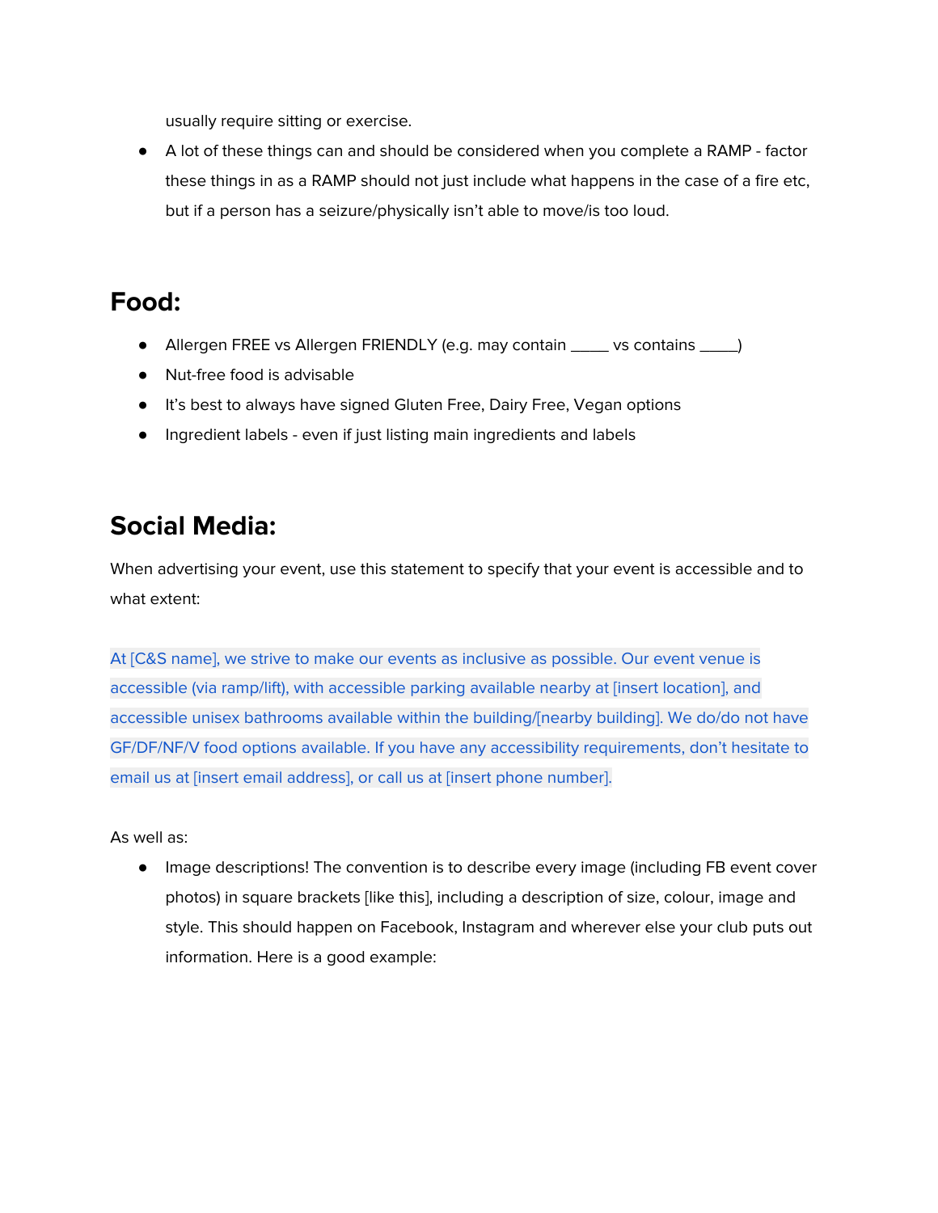usually require sitting or exercise.

- A lot of these things can and should be considered when you complete a RAMP - factor these things in as a RAMP should not just include what happens in the case of a fire etc, but if a person has a seizure/physically isn't able to move/is too loud.

## Food:

- Allergen FREE vs Allergen FRIENDLY (e.g. may contain _____ vs contains _____)
- Nut-free food is advisable
- It's best to always have signed Gluten Free, Dairy Free, Vegan options
- Ingredient labels - even if just listing main ingredients and labels

## Social Media:

When advertising your event, use this statement to specify that your event is accessible and to what extent:

At [C&S name], we strive to make our events as inclusive as possible. Our event venue is accessible (via ramp/lift), with accessible parking available nearby at [insert location], and accessible unisex bathrooms available within the building/[nearby building]. We do/do not have GF/DF/NF/V food options available. If you have any accessibility requirements, don't hesitate to email us at [insert email address], or call us at [insert phone number].

As well as:

- Image descriptions! The convention is to describe every image (including FB event cover photos) in square brackets [like this], including a description of size, colour, image and style. This should happen on Facebook, Instagram and wherever else your club puts out information. Here is a good example: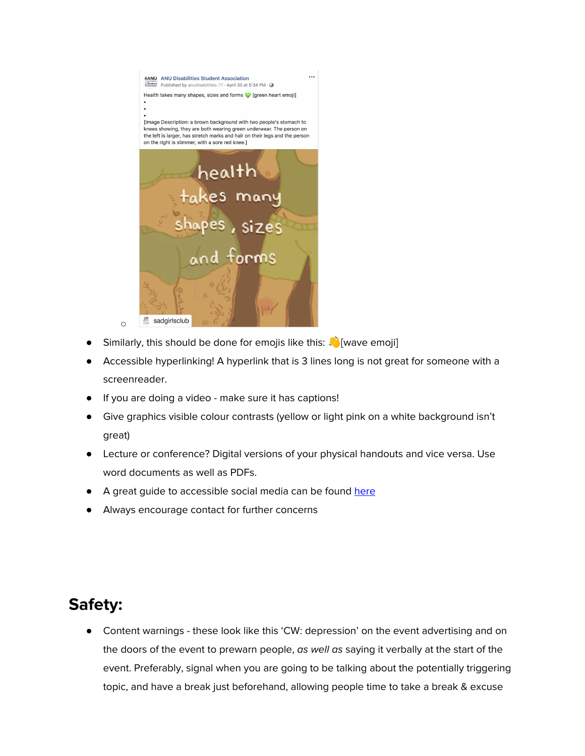- Similarly, this should be done for emojis like this: 👋[wave emoji]
- Accessible hyperlinking! A hyperlink that is 3 lines long is not great for someone with a screenreader.
- If you are doing a video - make sure it has captions!
- Give graphics visible colour contrasts (yellow or light pink on a white background isn't great)
- Lecture or conference? Digital versions of your physical handouts and vice versa. Use word documents as well as PDFs.
- A great guide to accessible social media can be found here
- Always encourage contact for further concerns

## Safety:

- Content warnings - these look like this 'CW: depression' on the event advertising and on the doors of the event to prewarn people, *as well as* saying it verbally at the start of the event. Preferably, signal when you are going to be talking about the potentially triggering topic, and have a break just beforehand, allowing people time to take a break & excuse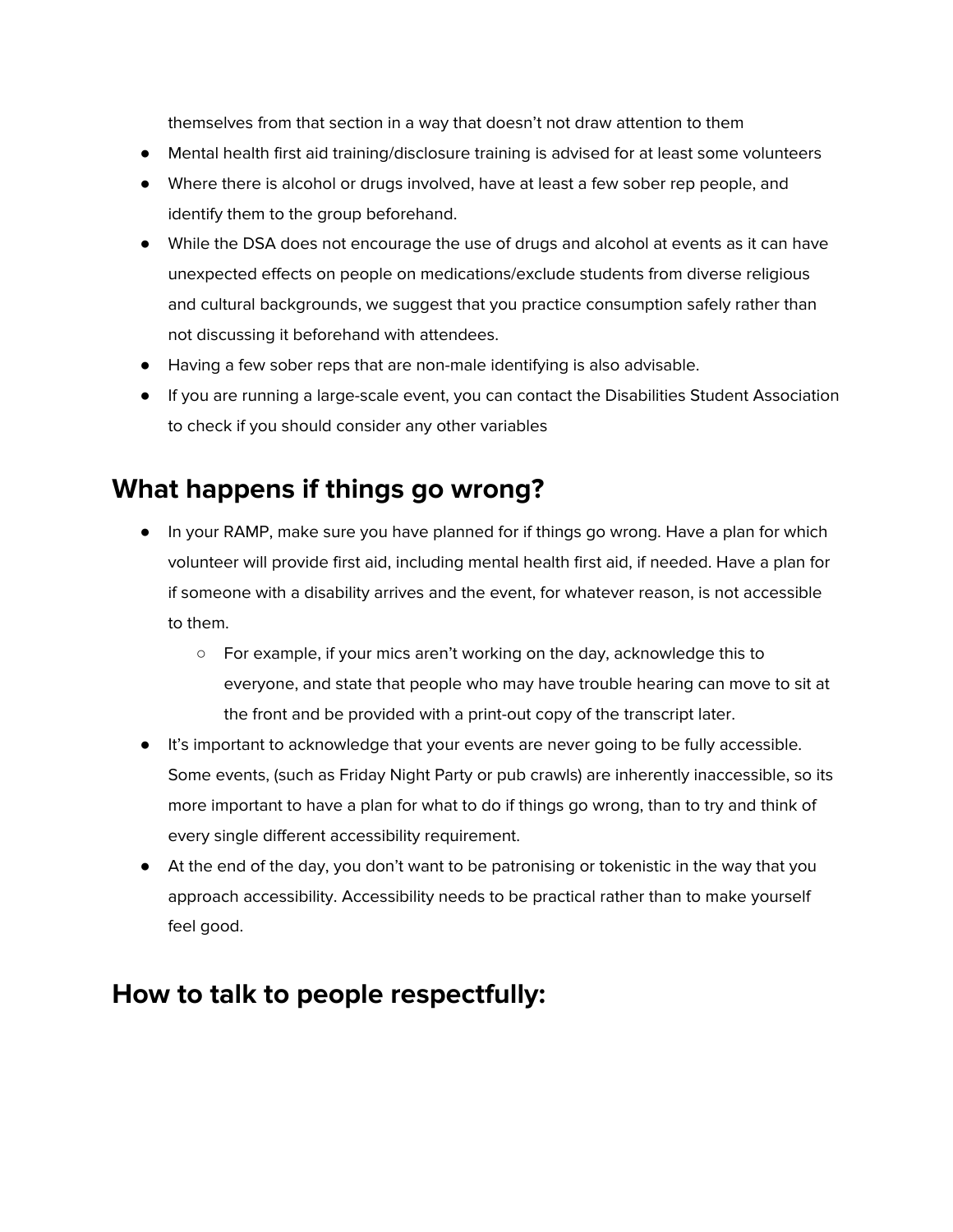themselves from that section in a way that doesn't not draw attention to them

- Mental health first aid training/disclosure training is advised for at least some volunteers
- Where there is alcohol or drugs involved, have at least a few sober rep people, and identify them to the group beforehand.
- While the DSA does not encourage the use of drugs and alcohol at events as it can have unexpected effects on people on medications/exclude students from diverse religious and cultural backgrounds, we suggest that you practice consumption safely rather than not discussing it beforehand with attendees.
- Having a few sober reps that are non-male identifying is also advisable.
- If you are running a large-scale event, you can contact the Disabilities Student Association to check if you should consider any other variables

## What happens if things go wrong?

- In your RAMP, make sure you have planned for if things go wrong. Have a plan for which volunteer will provide first aid, including mental health first aid, if needed. Have a plan for if someone with a disability arrives and the event, for whatever reason, is not accessible to them.
    - For example, if your mics aren't working on the day, acknowledge this to everyone, and state that people who may have trouble hearing can move to sit at the front and be provided with a print-out copy of the transcript later.
- It's important to acknowledge that your events are never going to be fully accessible. Some events, (such as Friday Night Party or pub crawls) are inherently inaccessible, so its more important to have a plan for what to do if things go wrong, than to try and think of every single different accessibility requirement.
- At the end of the day, you don't want to be patronising or tokenistic in the way that you approach accessibility. Accessibility needs to be practical rather than to make yourself feel good.

## How to talk to people respectfully: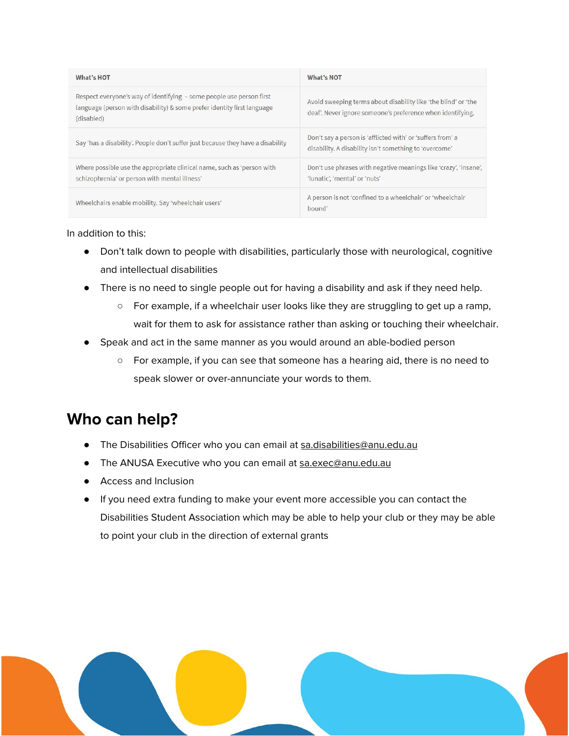| What's HOT | What's NOT |
|---|---|
| Respect everyone's way of identifying – some people use person first language (person with disability) & some prefer identity first language (disabled) | Avoid sweeping terms about disability like 'the blind' or 'the deaf'. Never ignore someone's preference when identifying. |
| Say 'has a disability'. People don't suffer just because they have a disability | Don't say a person is 'afflicted with' or 'suffers from' a disability. A disability isn't something to 'overcome' |
| Where possible use the appropriate clinical name, such as 'person with schizophrenia' or person with mental illness' | Don't use phrases with negative meanings like 'crazy', 'insane', 'lunatic', 'mental' or 'nuts' |
| Wheelchairs enable mobility. Say 'wheelchair users' | A person is not 'confined to a wheelchair' or 'wheelchair bound' |

In addition to this:

- Don't talk down to people with disabilities, particularly those with neurological, cognitive and intellectual disabilities
- There is no need to single people out for having a disability and ask if they need help.
  - For example, if a wheelchair user looks like they are struggling to get up a ramp, wait for them to ask for assistance rather than asking or touching their wheelchair.
- Speak and act in the same manner as you would around an able-bodied person
  - For example, if you can see that someone has a hearing aid, there is no need to speak slower or over-annunciate your words to them.

## Who can help?

- The Disabilities Officer who you can email at sa.disabilities@anu.edu.au
- The ANUSA Executive who you can email at sa.exec@anu.edu.au
- Access and Inclusion
- If you need extra funding to make your event more accessible you can contact the Disabilities Student Association which may be able to help your club or they may be able to point your club in the direction of external grants